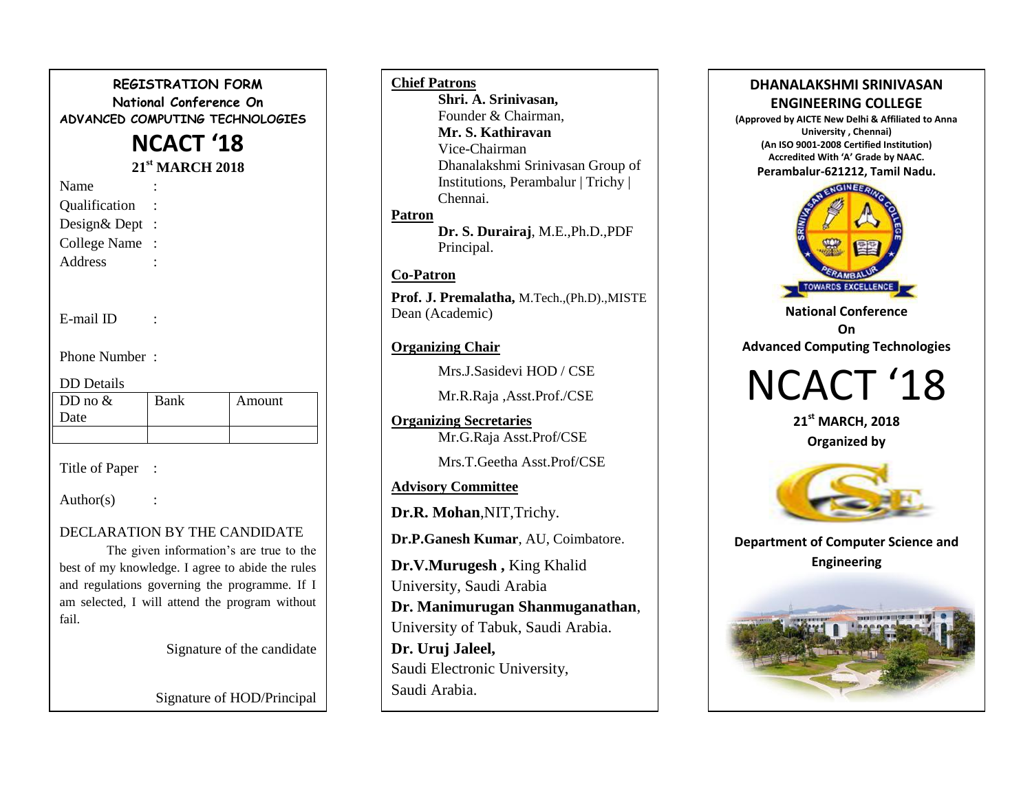## REGISTRATION FORM

**National Conference On**

**ADVANCED COMPUTING TECHNOLOGIES**

# NCACT '18

**21st MARCH 2018**

Name :

Qualification :

Design& Dept :

College Name :

Address :

E-mail ID :

Phone Number :

DD Details

| DD no & Date | Bank | Amount |
|---|---|---|
| | | |

Title of Paper :

Author(s) :

DECLARATION BY THE CANDIDATE

The given information's are true to the best of my knowledge. I agree to abide the rules and regulations governing the programme. If I am selected, I will attend the program without fail.

Signature of the candidate

Signature of HOD/Principal

**Chief Patrons**

**Shri. A. Srinivasan,**
Founder & Chairman,
**Mr. S. Kathiravan**
Vice-Chairman
Dhanalakshmi Srinivasan Group of Institutions, Perambalur | Trichy | Chennai.

**Patron**

**Dr. S. Durairaj**, M.E.,Ph.D.,PDF
Principal.

**Co-Patron**

**Prof. J. Premalatha,** M.Tech.,(Ph.D).,MISTE
Dean (Academic)

**Organizing Chair**

Mrs.J.Sasidevi HOD / CSE

Mr.R.Raja ,Asst.Prof./CSE

**Organizing Secretaries**

Mr.G.Raja Asst.Prof/CSE

Mrs.T.Geetha Asst.Prof/CSE

**Advisory Committee**

**Dr.R. Mohan**,NIT,Trichy.

**Dr.P.Ganesh Kumar**, AU, Coimbatore.

**Dr.V.Murugesh ,** King Khalid University, Saudi Arabia

**Dr. Manimurugan Shanmuganathan**, University of Tabuk, Saudi Arabia.

**Dr. Uruj Jaleel,**
Saudi Electronic University,
Saudi Arabia.

## DHANALAKSHMI SRINIVASAN ENGINEERING COLLEGE

**(Approved by AICTE New Delhi & Affiliated to Anna University , Chennai)**
**(An ISO 9001-2008 Certified Institution)**
**Accredited With 'A' Grade by NAAC.**
**Perambalur-621212, Tamil Nadu.**

**National Conference**
**On**
**Advanced Computing Technologies**

# NCACT '18

**21st MARCH, 2018**

**Organized by**

**Department of Computer Science and Engineering**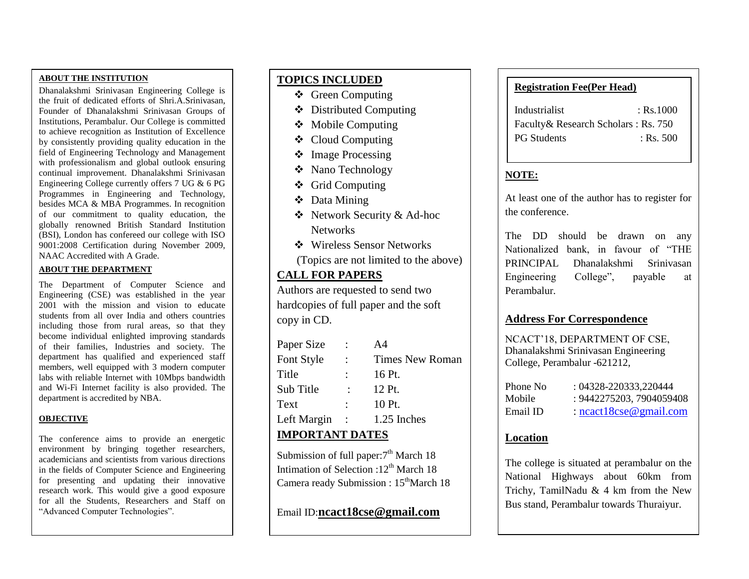**ABOUT THE INSTITUTION**

Dhanalakshmi Srinivasan Engineering College is the fruit of dedicated efforts of Shri.A.Srinivasan, Founder of Dhanalakshmi Srinivasan Groups of Institutions, Perambalur. Our College is committed to achieve recognition as Institution of Excellence by consistently providing quality education in the field of Engineering Technology and Management with professionalism and global outlook ensuring continual improvement. Dhanalakshmi Srinivasan Engineering College currently offers 7 UG & 6 PG Programmes in Engineering and Technology, besides MCA & MBA Programmes. In recognition of our commitment to quality education, the globally renowned British Standard Institution (BSI), London has confereed our college with ISO 9001:2008 Certification during November 2009, NAAC Accredited with A Grade.

**ABOUT THE DEPARTMENT**

The Department of Computer Science and Engineering (CSE) was established in the year 2001 with the mission and vision to educate students from all over India and others countries including those from rural areas, so that they become individual enlighted improving standards of their families, Industries and society. The department has qualified and experienced staff members, well equipped with 3 modern computer labs with reliable Internet with 10Mbps bandwidth and Wi-Fi Internet facility is also provided. The department is accredited by NBA.

**OBJECTIVE**

The conference aims to provide an energetic environment by bringing together researchers, academicians and scientists from various directions in the fields of Computer Science and Engineering for presenting and updating their innovative research work. This would give a good exposure for all the Students, Researchers and Staff on "Advanced Computer Technologies".

## TOPICS INCLUDED

- Green Computing
- Distributed Computing
- Mobile Computing
- Cloud Computing
- Image Processing
- Nano Technology
- Grid Computing
- Data Mining
- Network Security & Ad-hoc Networks
- Wireless Sensor Networks

(Topics are not limited to the above)

## CALL FOR PAPERS

Authors are requested to send two hardcopies of full paper and the soft copy in CD.

| | | |
|---|---|---|
| Paper Size | : | A4 |
| Font Style | : | Times New Roman |
| Title | : | 16 Pt. |
| Sub Title | : | 12 Pt. |
| Text | : | 10 Pt. |
| Left Margin | : | 1.25 Inches |

## IMPORTANT DATES

Submission of full paper:7th March 18
Intimation of Selection :12th March 18
Camera ready Submission : 15thMarch 18

Email ID:**ncact18cse@gmail.com**

**Registration Fee(Per Head)**

| | |
|---|---|
| Industrialist | : Rs.1000 |
| Faculty& Research Scholars | : Rs. 750 |
| PG Students | : Rs. 500 |

**NOTE:**

At least one of the author has to register for the conference.

The DD should be drawn on any Nationalized bank, in favour of "THE PRINCIPAL Dhanalakshmi Srinivasan Engineering College", payable at Perambalur.

## Address For Correspondence

NCACT'18, DEPARTMENT OF CSE,
Dhanalakshmi Srinivasan Engineering College, Perambalur -621212,

| | |
|---|---|
| Phone No | : 04328-220333,220444 |
| Mobile | : 9442275203, 7904059408 |
| Email ID | : ncact18cse@gmail.com |

## Location

The college is situated at perambalur on the National Highways about 60km from Trichy, TamilNadu & 4 km from the New Bus stand, Perambalur towards Thuraiyur.